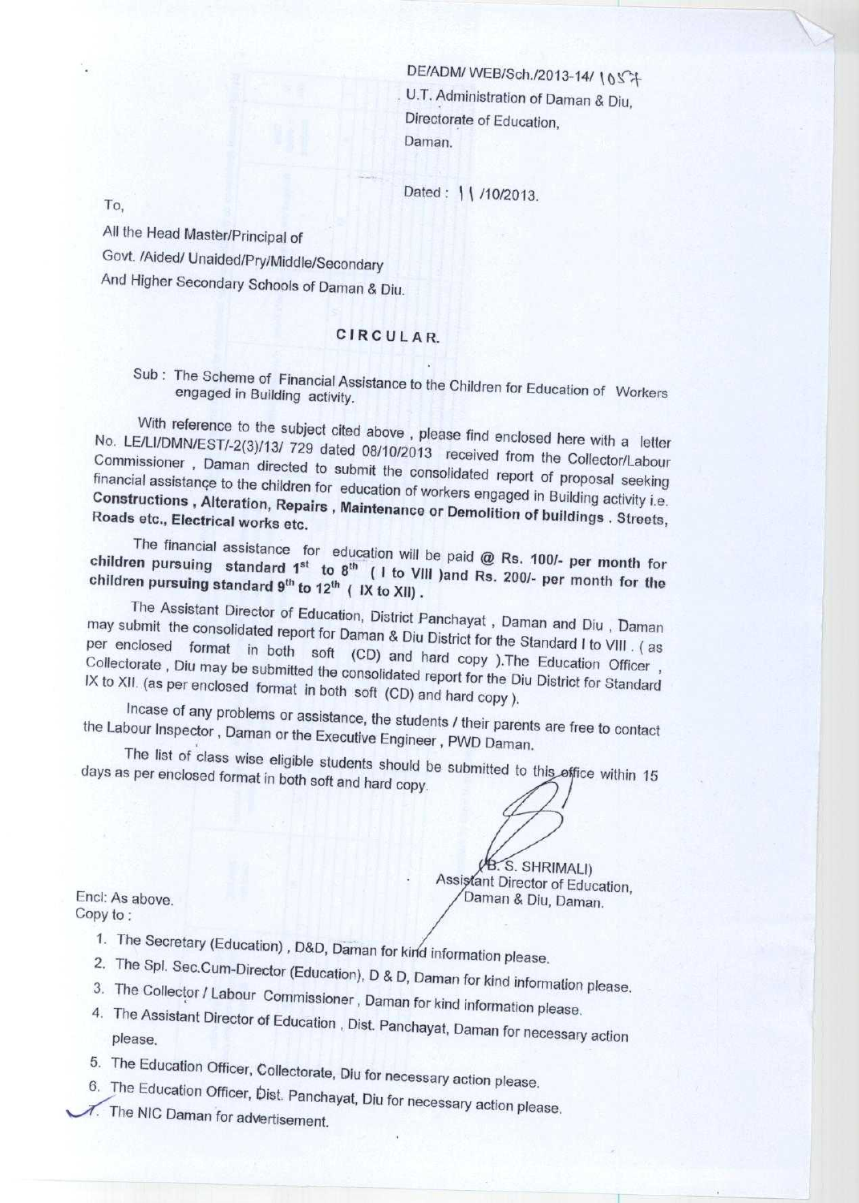DE/ADM/ WEB/Sch./2013-14/ 1057
U.T. Administration of Daman & Diu,
Directorate of Education,
Daman.

Dated : 11 /10/2013.

To,

All the Head Master/Principal of
Govt. /Aided/ Unaided/Pry/Middle/Secondary
And Higher Secondary Schools of Daman & Diu.

# CIRCULAR.

Sub : The Scheme of Financial Assistance to the Children for Education of Workers engaged in Building activity.

With reference to the subject cited above , please find enclosed here with a letter No. LE/LI/DMN/EST/-2(3)/13/ 729 dated 08/10/2013 received from the Collector/Labour Commissioner , Daman directed to submit the consolidated report of proposal seeking financial assistance to the children for education of workers engaged in Building activity i.e. **Constructions , Alteration, Repairs , Maintenance or Demolition of buildings . Streets, Roads etc., Electrical works etc.**

The financial assistance for education will be paid **@ Rs. 100/- per month for children pursuing standard 1st to 8th ( I to VIII )and Rs. 200/- per month for the children pursuing standard 9th to 12th ( IX to XII) .**

The Assistant Director of Education, District Panchayat , Daman and Diu , Daman may submit the consolidated report for Daman & Diu District for the Standard I to VIII . ( as per enclosed format in both soft (CD) and hard copy ).The Education Officer , Collectorate , Diu may be submitted the consolidated report for the Diu District for Standard IX to XII. (as per enclosed format in both soft (CD) and hard copy ).

Incase of any problems or assistance, the students / their parents are free to contact the Labour Inspector , Daman or the Executive Engineer , PWD Daman.

The list of class wise eligible students should be submitted to this office within 15 days as per enclosed format in both soft and hard copy.

(B. S. SHRIMALI)
Assistant Director of Education,
Daman & Diu, Daman.

Encl: As above.
Copy to :

1. The Secretary (Education) , D&D, Daman for kind information please.
2. The Spl. Sec.Cum-Director (Education), D & D, Daman for kind information please.
3. The Collector / Labour Commissioner , Daman for kind information please.
4. The Assistant Director of Education , Dist. Panchayat, Daman for necessary action please.
5. The Education Officer, Collectorate, Diu for necessary action please.
6. The Education Officer, Dist. Panchayat, Diu for necessary action please.
7. The NIC Daman for advertisement.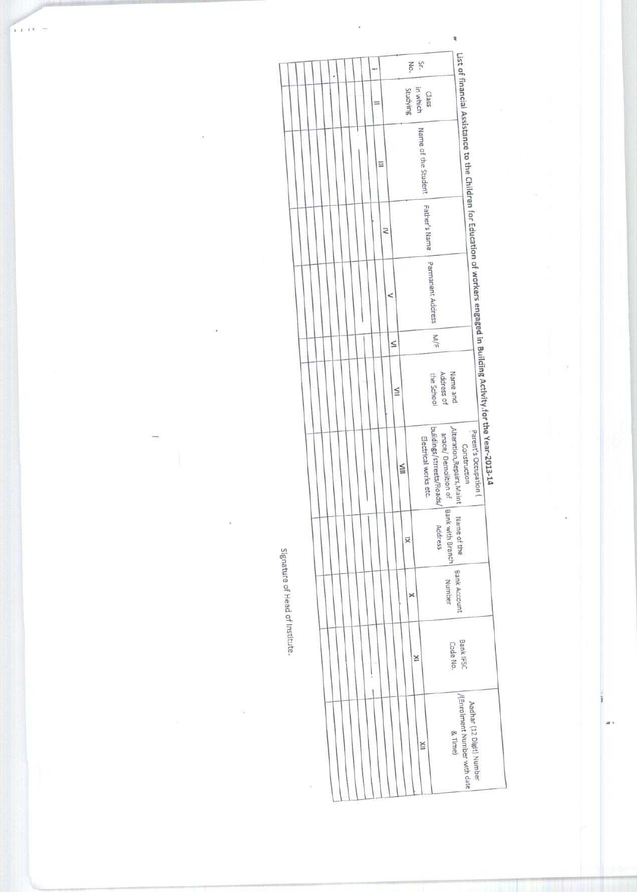List of financial Assistance to the Children for Education of workers engaged in Building Activity for the Year-2013-14

| Sr. No. | Class in which Studying | Name of the Student | Father's Name | Parmanent Address | M/F | Name and Address of the School | Parent's Occupation ( Construction /Alteration,Repairs,Maintanace/ Demolition of buildings/streets/Roads/ Electrical works etc. | Name of the Bank with Branch Address | Bank Account Number | Bank IFSC Code No. | Aadhar (12 Digit) Number /(Enrolment Number with date & Time) |
|---|---|---|---|---|---|---|---|---|---|---|---|
| I | II | III | IV | V | VI | VII | VIII | IX | X | XI | XII |
| | | | | | | | | | | | |
| | | | | | | | | | | | |
| | | | | | | | | | | | |
| | | | | | | | | | | | |
| | | | | | | | | | | | |
| | | | | | | | | | | | |
| | | | | | | | | | | | |
| | | | | | | | | | | | |
| | | | | | | | | | | | |
| | | | | | | | | | | | |
| | | | | | | | | | | | |
| | | | | | | | | | | | |

Signature of Head of Institute.